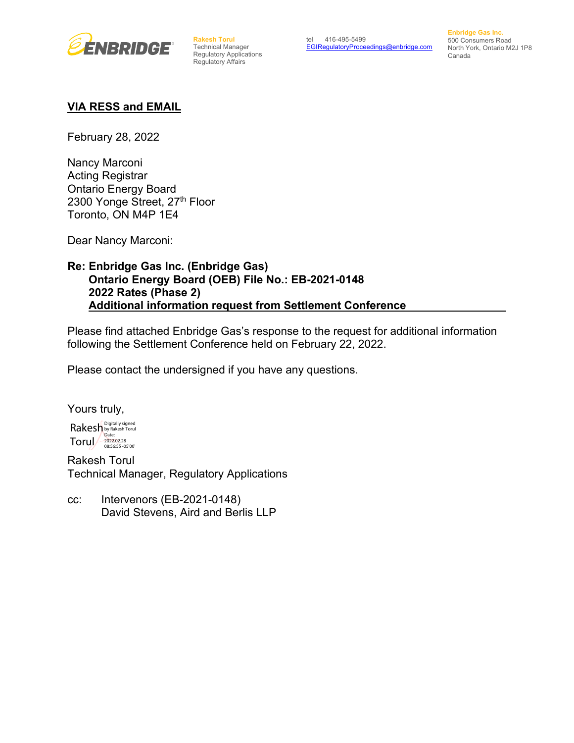ENBRIDGE

**Rakesh Torul**
Technical Manager
Regulatory Applications
Regulatory Affairs

tel 416-495-5499
EGIRegulatoryProceedings@enbridge.com

**Enbridge Gas Inc.**
500 Consumers Road
North York, Ontario M2J 1P8
Canada

**VIA RESS and EMAIL**

February 28, 2022

Nancy Marconi
Acting Registrar
Ontario Energy Board
2300 Yonge Street, 27th Floor
Toronto, ON M4P 1E4

Dear Nancy Marconi:

**Re: Enbridge Gas Inc. (Enbridge Gas)**
**Ontario Energy Board (OEB) File No.: EB-2021-0148**
**2022 Rates (Phase 2)**
**Additional information request from Settlement Conference**

Please find attached Enbridge Gas's response to the request for additional information following the Settlement Conference held on February 22, 2022.

Please contact the undersigned if you have any questions.

Yours truly,

Rakesh Torul
Digitally signed by Rakesh Torul
Date: 2022.02.28 08:56:55 -05'00'

Rakesh Torul
Technical Manager, Regulatory Applications

cc: Intervenors (EB-2021-0148)
David Stevens, Aird and Berlis LLP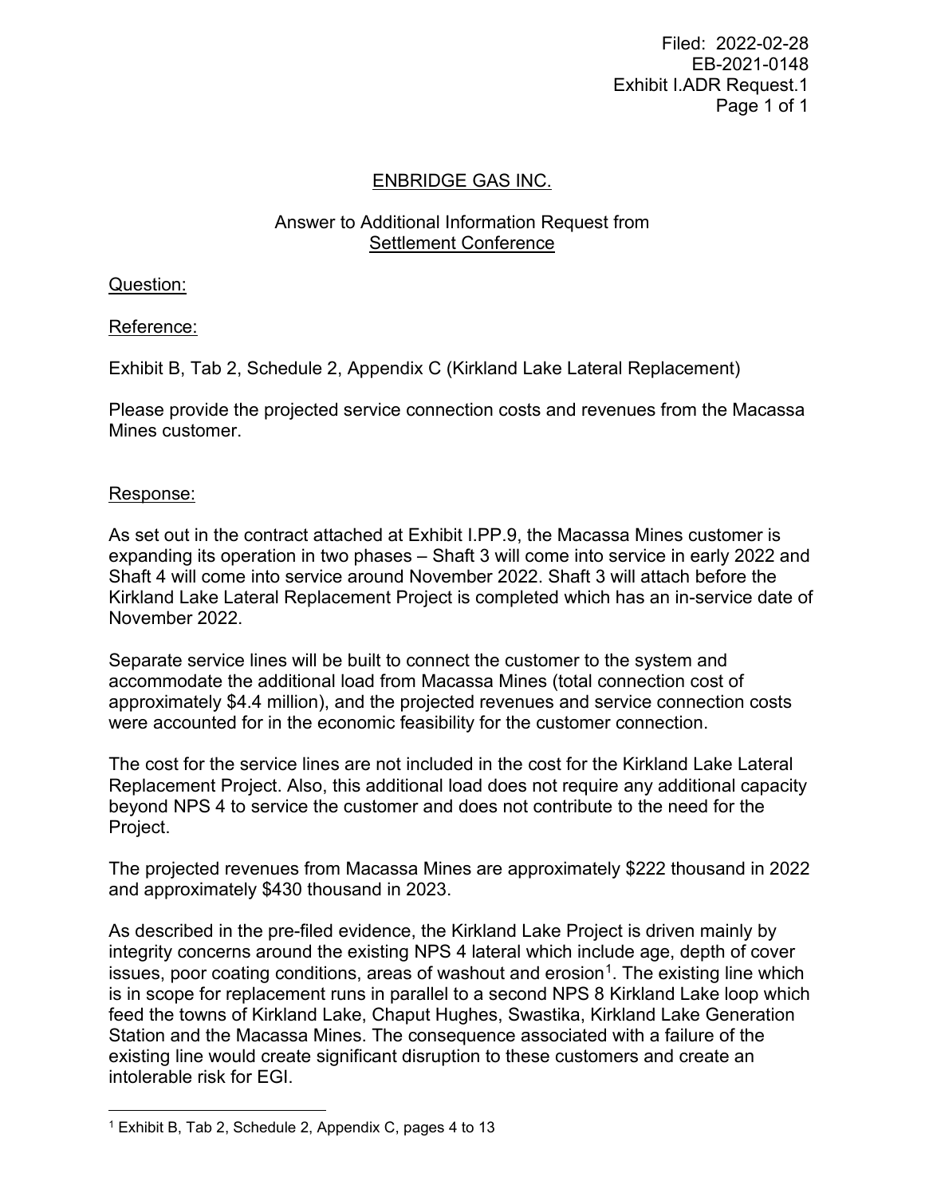Filed: 2022-02-28
EB-2021-0148
Exhibit I.ADR Request.1

# ENBRIDGE GAS INC.

## Answer to Additional Information Request from Settlement Conference

Question:

Reference:

Exhibit B, Tab 2, Schedule 2, Appendix C (Kirkland Lake Lateral Replacement)

Please provide the projected service connection costs and revenues from the Macassa Mines customer.

Response:

As set out in the contract attached at Exhibit I.PP.9, the Macassa Mines customer is expanding its operation in two phases – Shaft 3 will come into service in early 2022 and Shaft 4 will come into service around November 2022. Shaft 3 will attach before the Kirkland Lake Lateral Replacement Project is completed which has an in-service date of November 2022.

Separate service lines will be built to connect the customer to the system and accommodate the additional load from Macassa Mines (total connection cost of approximately $4.4 million), and the projected revenues and service connection costs were accounted for in the economic feasibility for the customer connection.

The cost for the service lines are not included in the cost for the Kirkland Lake Lateral Replacement Project. Also, this additional load does not require any additional capacity beyond NPS 4 to service the customer and does not contribute to the need for the Project.

The projected revenues from Macassa Mines are approximately $222 thousand in 2022 and approximately $430 thousand in 2023.

As described in the pre-filed evidence, the Kirkland Lake Project is driven mainly by integrity concerns around the existing NPS 4 lateral which include age, depth of cover issues, poor coating conditions, areas of washout and erosion[1]. The existing line which is in scope for replacement runs in parallel to a second NPS 8 Kirkland Lake loop which feed the towns of Kirkland Lake, Chaput Hughes, Swastika, Kirkland Lake Generation Station and the Macassa Mines. The consequence associated with a failure of the existing line would create significant disruption to these customers and create an intolerable risk for EGI.

[1] Exhibit B, Tab 2, Schedule 2, Appendix C, pages 4 to 13